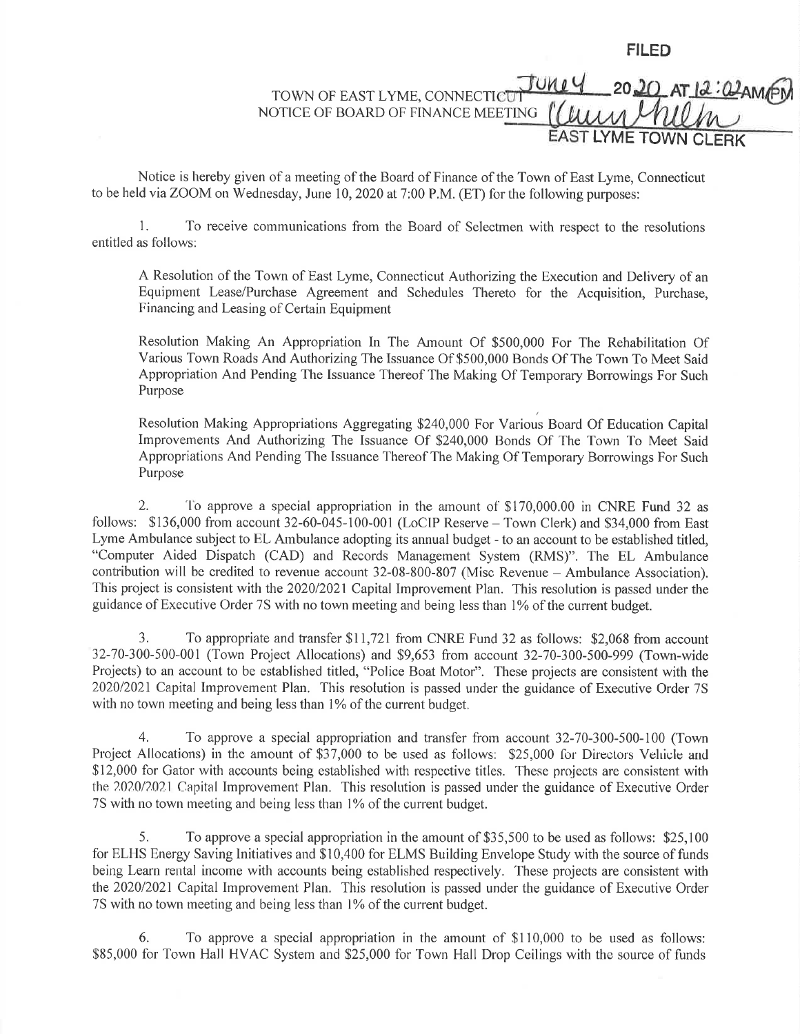**FILED**

June 4 2020 AT 12:02 AM/PM

EAST LYME TOWN CLERK

TOWN OF EAST LYME, CONNECTICUT
NOTICE OF BOARD OF FINANCE MEETING

Notice is hereby given of a meeting of the Board of Finance of the Town of East Lyme, Connecticut to be held via ZOOM on Wednesday, June 10, 2020 at 7:00 P.M. (ET) for the following purposes:

1. To receive communications from the Board of Selectmen with respect to the resolutions entitled as follows:

   A Resolution of the Town of East Lyme, Connecticut Authorizing the Execution and Delivery of an Equipment Lease/Purchase Agreement and Schedules Thereto for the Acquisition, Purchase, Financing and Leasing of Certain Equipment

   Resolution Making An Appropriation In The Amount Of $500,000 For The Rehabilitation Of Various Town Roads And Authorizing The Issuance Of $500,000 Bonds Of The Town To Meet Said Appropriation And Pending The Issuance Thereof The Making Of Temporary Borrowings For Such Purpose

   Resolution Making Appropriations Aggregating $240,000 For Various Board Of Education Capital Improvements And Authorizing The Issuance Of $240,000 Bonds Of The Town To Meet Said Appropriations And Pending The Issuance Thereof The Making Of Temporary Borrowings For Such Purpose

2. To approve a special appropriation in the amount of $170,000.00 in CNRE Fund 32 as follows: $136,000 from account 32-60-045-100-001 (LoCIP Reserve – Town Clerk) and $34,000 from East Lyme Ambulance subject to EL Ambulance adopting its annual budget - to an account to be established titled, "Computer Aided Dispatch (CAD) and Records Management System (RMS)". The EL Ambulance contribution will be credited to revenue account 32-08-800-807 (Misc Revenue – Ambulance Association). This project is consistent with the 2020/2021 Capital Improvement Plan. This resolution is passed under the guidance of Executive Order 7S with no town meeting and being less than 1% of the current budget.

3. To appropriate and transfer $11,721 from CNRE Fund 32 as follows: $2,068 from account 32-70-300-500-001 (Town Project Allocations) and $9,653 from account 32-70-300-500-999 (Town-wide Projects) to an account to be established titled, "Police Boat Motor". These projects are consistent with the 2020/2021 Capital Improvement Plan. This resolution is passed under the guidance of Executive Order 7S with no town meeting and being less than 1% of the current budget.

4. To approve a special appropriation and transfer from account 32-70-300-500-100 (Town Project Allocations) in the amount of $37,000 to be used as follows: $25,000 for Directors Vehicle and $12,000 for Gator with accounts being established with respective titles. These projects are consistent with the 2020/2021 Capital Improvement Plan. This resolution is passed under the guidance of Executive Order 7S with no town meeting and being less than 1% of the current budget.

5. To approve a special appropriation in the amount of $35,500 to be used as follows: $25,100 for ELHS Energy Saving Initiatives and $10,400 for ELMS Building Envelope Study with the source of funds being Learn rental income with accounts being established respectively. These projects are consistent with the 2020/2021 Capital Improvement Plan. This resolution is passed under the guidance of Executive Order 7S with no town meeting and being less than 1% of the current budget.

6. To approve a special appropriation in the amount of $110,000 to be used as follows: $85,000 for Town Hall HVAC System and $25,000 for Town Hall Drop Ceilings with the source of funds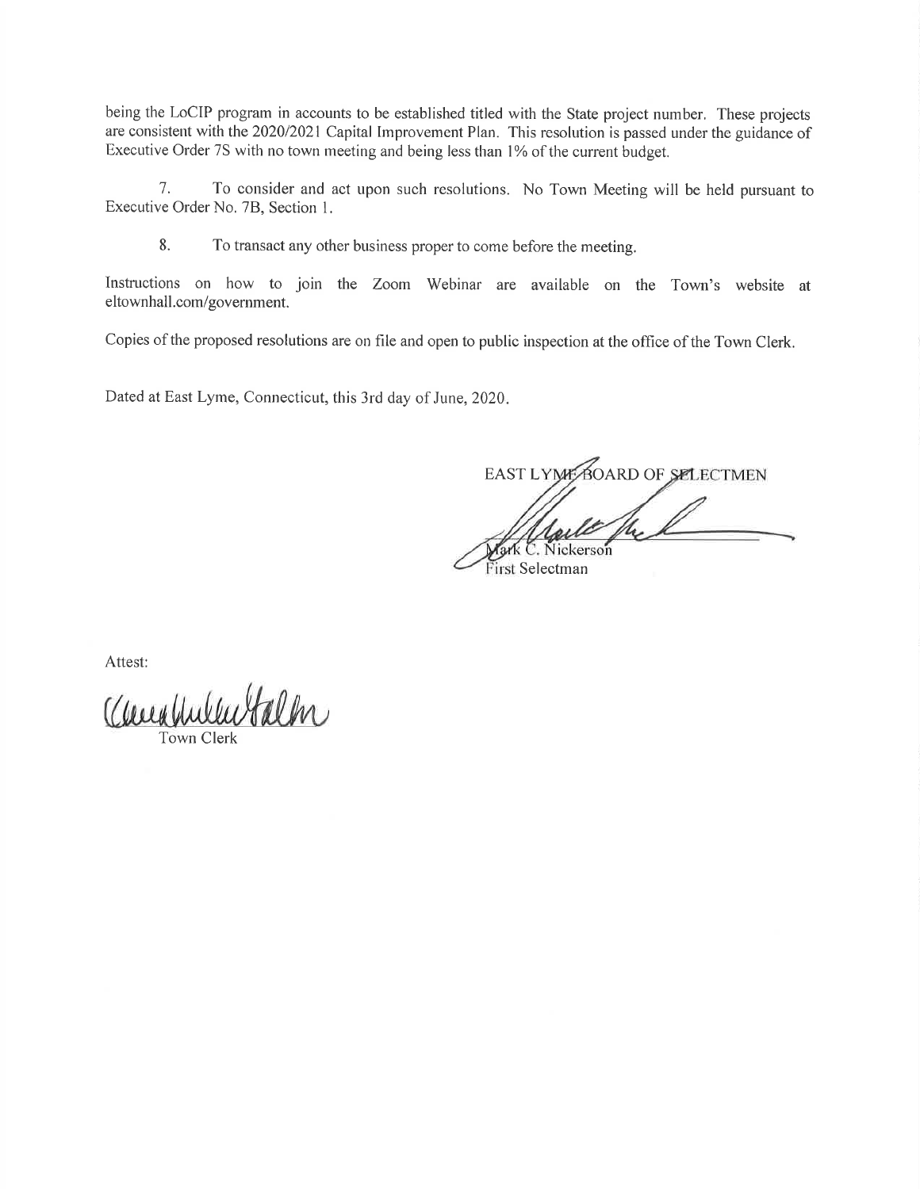being the LoCIP program in accounts to be established titled with the State project number. These projects are consistent with the 2020/2021 Capital Improvement Plan. This resolution is passed under the guidance of Executive Order 7S with no town meeting and being less than 1% of the current budget.

7. To consider and act upon such resolutions. No Town Meeting will be held pursuant to Executive Order No. 7B, Section 1.

8. To transact any other business proper to come before the meeting.

Instructions on how to join the Zoom Webinar are available on the Town's website at eltownhall.com/government.

Copies of the proposed resolutions are on file and open to public inspection at the office of the Town Clerk.

Dated at East Lyme, Connecticut, this 3rd day of June, 2020.

EAST LYME BOARD OF SELECTMEN

Mark C. Nickerson
First Selectman

Attest:

Town Clerk